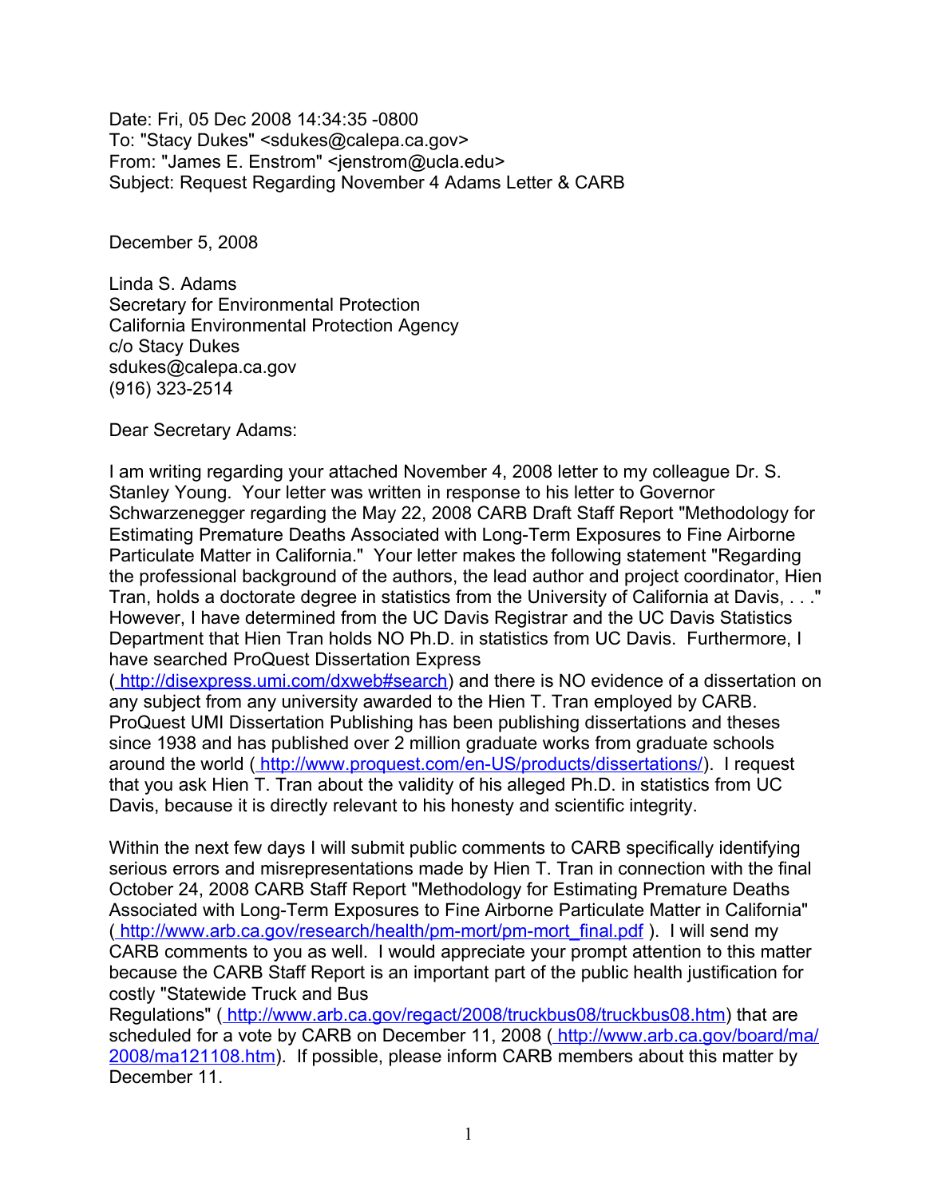Date: Fri, 05 Dec 2008 14:34:35 -0800
To: "Stacy Dukes" <sdukes@calepa.ca.gov>
From: "James E. Enstrom" <jenstrom@ucla.edu>
Subject: Request Regarding November 4 Adams Letter & CARB

December 5, 2008

Linda S. Adams
Secretary for Environmental Protection
California Environmental Protection Agency
c/o Stacy Dukes
sdukes@calepa.ca.gov
(916) 323-2514

Dear Secretary Adams:

I am writing regarding your attached November 4, 2008 letter to my colleague Dr. S. Stanley Young. Your letter was written in response to his letter to Governor Schwarzenegger regarding the May 22, 2008 CARB Draft Staff Report "Methodology for Estimating Premature Deaths Associated with Long-Term Exposures to Fine Airborne Particulate Matter in California." Your letter makes the following statement "Regarding the professional background of the authors, the lead author and project coordinator, Hien Tran, holds a doctorate degree in statistics from the University of California at Davis, . . ." However, I have determined from the UC Davis Registrar and the UC Davis Statistics Department that Hien Tran holds NO Ph.D. in statistics from UC Davis. Furthermore, I have searched ProQuest Dissertation Express ( http://disexpress.umi.com/dxweb#search) and there is NO evidence of a dissertation on any subject from any university awarded to the Hien T. Tran employed by CARB. ProQuest UMI Dissertation Publishing has been publishing dissertations and theses since 1938 and has published over 2 million graduate works from graduate schools around the world ( http://www.proquest.com/en-US/products/dissertations/). I request that you ask Hien T. Tran about the validity of his alleged Ph.D. in statistics from UC Davis, because it is directly relevant to his honesty and scientific integrity.

Within the next few days I will submit public comments to CARB specifically identifying serious errors and misrepresentations made by Hien T. Tran in connection with the final October 24, 2008 CARB Staff Report "Methodology for Estimating Premature Deaths Associated with Long-Term Exposures to Fine Airborne Particulate Matter in California" ( http://www.arb.ca.gov/research/health/pm-mort/pm-mort_final.pdf ). I will send my CARB comments to you as well. I would appreciate your prompt attention to this matter because the CARB Staff Report is an important part of the public health justification for costly "Statewide Truck and Bus Regulations" ( http://www.arb.ca.gov/regact/2008/truckbus08/truckbus08.htm) that are scheduled for a vote by CARB on December 11, 2008 ( http://www.arb.ca.gov/board/ma/2008/ma121108.htm). If possible, please inform CARB members about this matter by December 11.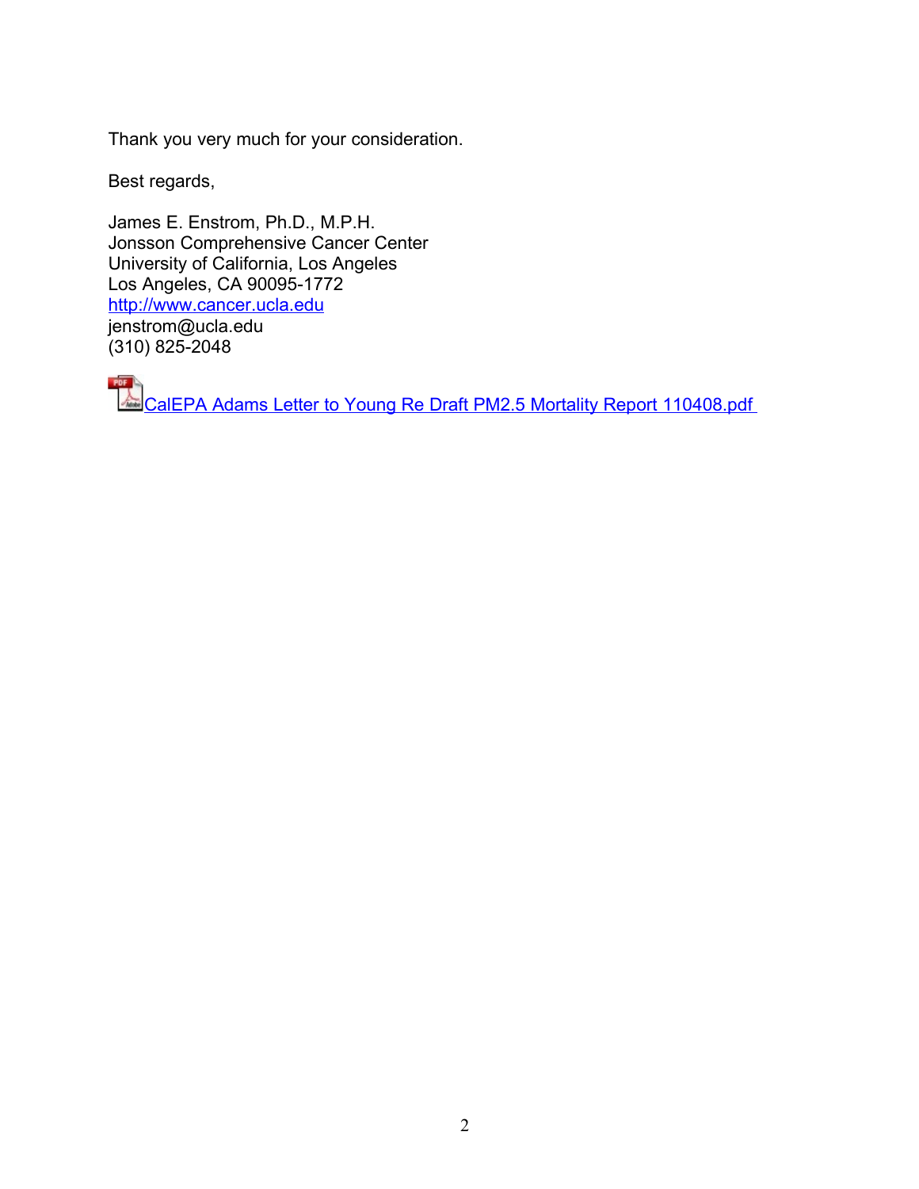Thank you very much for your consideration.

Best regards,

James E. Enstrom, Ph.D., M.P.H.
Jonsson Comprehensive Cancer Center
University of California, Los Angeles
Los Angeles, CA 90095-1772
http://www.cancer.ucla.edu
jenstrom@ucla.edu
(310) 825-2048

CalEPA Adams Letter to Young Re Draft PM2.5 Mortality Report 110408.pdf